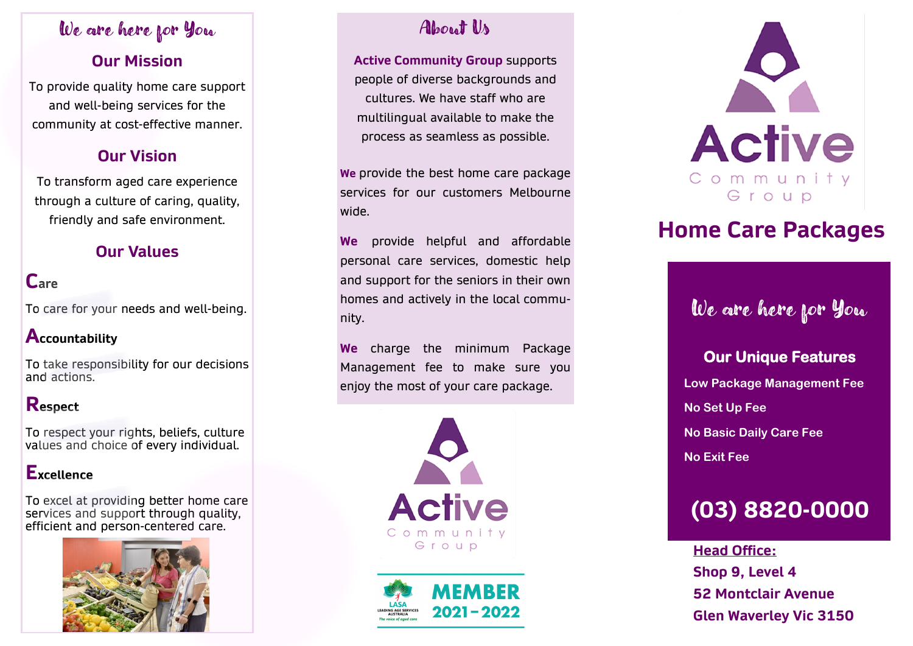## We are here for You

### Our Mission

To provide quality home care support and well-being services for the community at cost-effective manner.

### Our Vision

To transform aged care experience through a culture of caring, quality, friendly and safe environment.

### Our Values

**Care**

To care for your needs and well-being.

**Accountability**

To take responsibility for our decisions and actions.

**Respect**

To respect your rights, beliefs, culture values and choice of every individual.

**Excellence**

To excel at providing better home care services and support through quality, efficient and person-centered care.

## About Us

**Active Community Group** supports people of diverse backgrounds and cultures. We have staff who are multilingual available to make the process as seamless as possible.

**We** provide the best home care package services for our customers Melbourne wide.

**We** provide helpful and affordable personal care services, domestic help and support for the seniors in their own homes and actively in the local community.

**We** charge the minimum Package Management fee to make sure you enjoy the most of your care package.

Active Community Group

LASA Leading Age Services Australia — The voice of aged care

MEMBER 2021 – 2022

Active Community Group

# Home Care Packages

## We are here for You

### Our Unique Features

- Low Package Management Fee
- No Set Up Fee
- No Basic Daily Care Fee
- No Exit Fee

**(03) 8820-0000**

**Head Office:**
**Shop 9, Level 4**
**52 Montclair Avenue**
**Glen Waverley Vic 3150**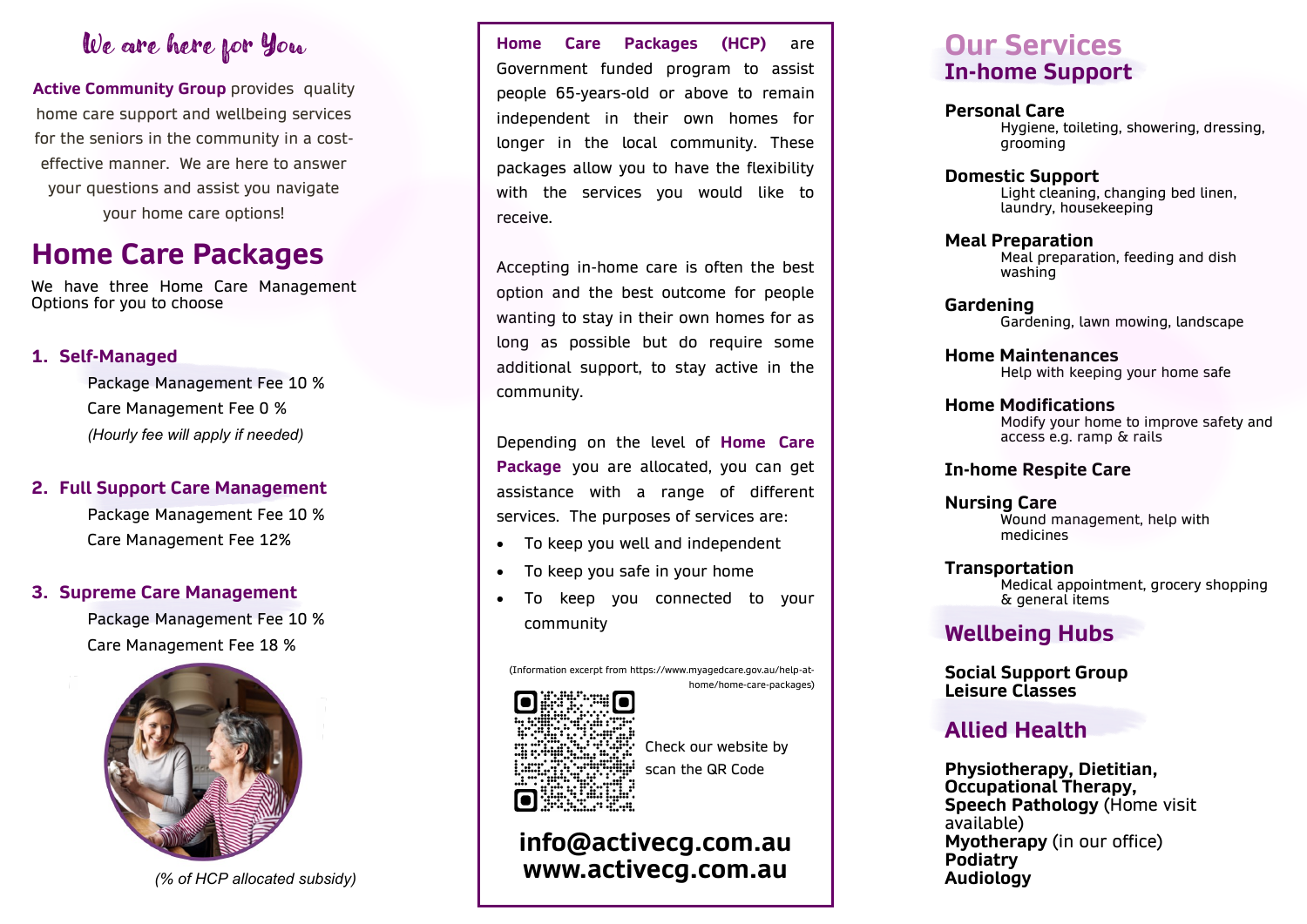# We are here for You

**Active Community Group** provides quality home care support and wellbeing services for the seniors in the community in a cost-effective manner. We are here to answer your questions and assist you navigate your home care options!

## Home Care Packages

We have three Home Care Management Options for you to choose

1. **Self-Managed**

   Package Management Fee 10 %

   Care Management Fee 0 %

   *(Hourly fee will apply if needed)*

2. **Full Support Care Management**

   Package Management Fee 10 %

   Care Management Fee 12%

3. **Supreme Care Management**

   Package Management Fee 10 %

   Care Management Fee 18 %

*(% of HCP allocated subsidy)*

**Home Care Packages (HCP)** are Government funded program to assist people 65-years-old or above to remain independent in their own homes for longer in the local community. These packages allow you to have the flexibility with the services you would like to receive.

Accepting in-home care is often the best option and the best outcome for people wanting to stay in their own homes for as long as possible but do require some additional support, to stay active in the community.

Depending on the level of **Home Care Package** you are allocated, you can get assistance with a range of different services. The purposes of services are:

- To keep you well and independent
- To keep you safe in your home
- To keep you connected to your community

(Information excerpt from https://www.myagedcare.gov.au/help-at-home/home-care-packages)

Check our website by scan the QR Code

**info@activecg.com.au**
**www.activecg.com.au**

# Our Services

## In-home Support

**Personal Care**
Hygiene, toileting, showering, dressing, grooming

**Domestic Support**
Light cleaning, changing bed linen, laundry, housekeeping

**Meal Preparation**
Meal preparation, feeding and dish washing

**Gardening**
Gardening, lawn mowing, landscape

**Home Maintenances**
Help with keeping your home safe

**Home Modifications**
Modify your home to improve safety and access e.g. ramp & rails

**In-home Respite Care**

**Nursing Care**
Wound management, help with medicines

**Transportation**
Medical appointment, grocery shopping & general items

## Wellbeing Hubs

**Social Support Group**
**Leisure Classes**

## Allied Health

**Physiotherapy, Dietitian, Occupational Therapy, Speech Pathology** (Home visit available)
**Myotherapy** (in our office)
**Podiatry**
**Audiology**